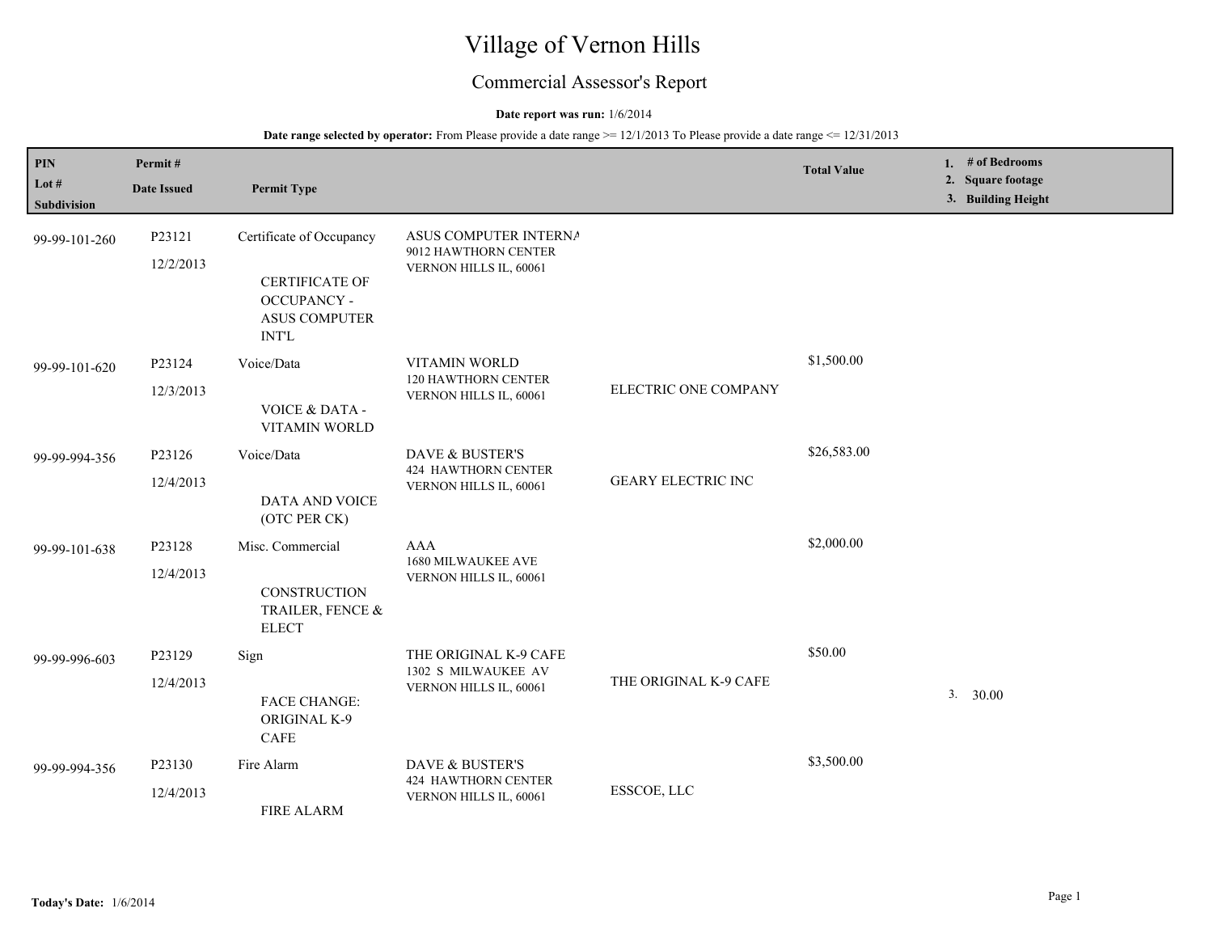# Village of Vernon Hills

## Commercial Assessor's Report

**Date report was run:** 1/6/2014

**Date range selected by operator:** From Please provide a date range >= 12/1/2013 To Please provide a date range <= 12/31/2013

| PIN / Lot # / Subdivision | Permit # / Date Issued | Permit Type | | | Total Value | 1. # of Bedrooms 2. Square footage 3. Building Height |
|---|---|---|---|---|---|---|
| 99-99-101-260 | P23121 12/2/2013 | Certificate of Occupancy CERTIFICATE OF OCCUPANCY - ASUS COMPUTER INT'L | ASUS COMPUTER INTERNA 9012 HAWTHORN CENTER VERNON HILLS IL, 60061 | | | |
| 99-99-101-620 | P23124 12/3/2013 | Voice/Data VOICE & DATA - VITAMIN WORLD | VITAMIN WORLD 120 HAWTHORN CENTER VERNON HILLS IL, 60061 | ELECTRIC ONE COMPANY | $1,500.00 | |
| 99-99-994-356 | P23126 12/4/2013 | Voice/Data DATA AND VOICE (OTC PER CK) | DAVE & BUSTER'S 424 HAWTHORN CENTER VERNON HILLS IL, 60061 | GEARY ELECTRIC INC | $26,583.00 | |
| 99-99-101-638 | P23128 12/4/2013 | Misc. Commercial CONSTRUCTION TRAILER, FENCE & ELECT | AAA 1680 MILWAUKEE AVE VERNON HILLS IL, 60061 | | $2,000.00 | |
| 99-99-996-603 | P23129 12/4/2013 | Sign FACE CHANGE: ORIGINAL K-9 CAFE | THE ORIGINAL K-9 CAFE 1302 S MILWAUKEE AV VERNON HILLS IL, 60061 | THE ORIGINAL K-9 CAFE | $50.00 | 3. 30.00 |
| 99-99-994-356 | P23130 12/4/2013 | Fire Alarm FIRE ALARM | DAVE & BUSTER'S 424 HAWTHORN CENTER VERNON HILLS IL, 60061 | ESSCOE, LLC | $3,500.00 | |

**Today's Date:** 1/6/2014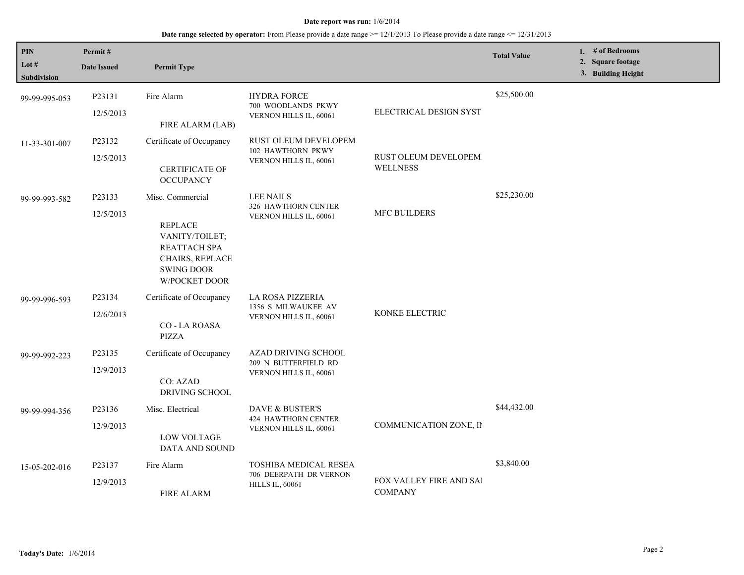**Date report was run:** 1/6/2014

**Date range selected by operator:** From Please provide a date range >= 12/1/2013 To Please provide a date range <= 12/31/2013

| PIN<br>Lot #<br>Subdivision | Permit #<br>Date Issued | Permit Type | | | Total Value | 1. # of Bedrooms<br>2. Square footage<br>3. Building Height |
|---|---|---|---|---|---|---|
| 99-99-995-053 | P23131<br>12/5/2013 | Fire Alarm<br>FIRE ALARM (LAB) | HYDRA FORCE<br>700 WOODLANDS PKWY<br>VERNON HILLS IL, 60061 | ELECTRICAL DESIGN SYST | $25,500.00 | |
| 11-33-301-007 | P23132<br>12/5/2013 | Certificate of Occupancy<br>CERTIFICATE OF OCCUPANCY | RUST OLEUM DEVELOPEM<br>102 HAWTHORN PKWY<br>VERNON HILLS IL, 60061 | RUST OLEUM DEVELOPEM WELLNESS | | |
| 99-99-993-582 | P23133<br>12/5/2013 | Misc. Commercial<br>REPLACE VANITY/TOILET; REATTACH SPA CHAIRS, REPLACE SWING DOOR W/POCKET DOOR | LEE NAILS<br>326 HAWTHORN CENTER<br>VERNON HILLS IL, 60061 | MFC BUILDERS | $25,230.00 | |
| 99-99-996-593 | P23134<br>12/6/2013 | Certificate of Occupancy<br>CO - LA ROASA PIZZA | LA ROSA PIZZERIA<br>1356 S MILWAUKEE AV<br>VERNON HILLS IL, 60061 | KONKE ELECTRIC | | |
| 99-99-992-223 | P23135<br>12/9/2013 | Certificate of Occupancy<br>CO: AZAD DRIVING SCHOOL | AZAD DRIVING SCHOOL<br>209 N BUTTERFIELD RD<br>VERNON HILLS IL, 60061 | | | |
| 99-99-994-356 | P23136<br>12/9/2013 | Misc. Electrical<br>LOW VOLTAGE DATA AND SOUND | DAVE & BUSTER'S<br>424 HAWTHORN CENTER<br>VERNON HILLS IL, 60061 | COMMUNICATION ZONE, IN | $44,432.00 | |
| 15-05-202-016 | P23137<br>12/9/2013 | Fire Alarm<br>FIRE ALARM | TOSHIBA MEDICAL RESEA<br>706 DEERPATH DR VERNON HILLS IL, 60061 | FOX VALLEY FIRE AND SAI COMPANY | $3,840.00 | |

**Today's Date:** 1/6/2014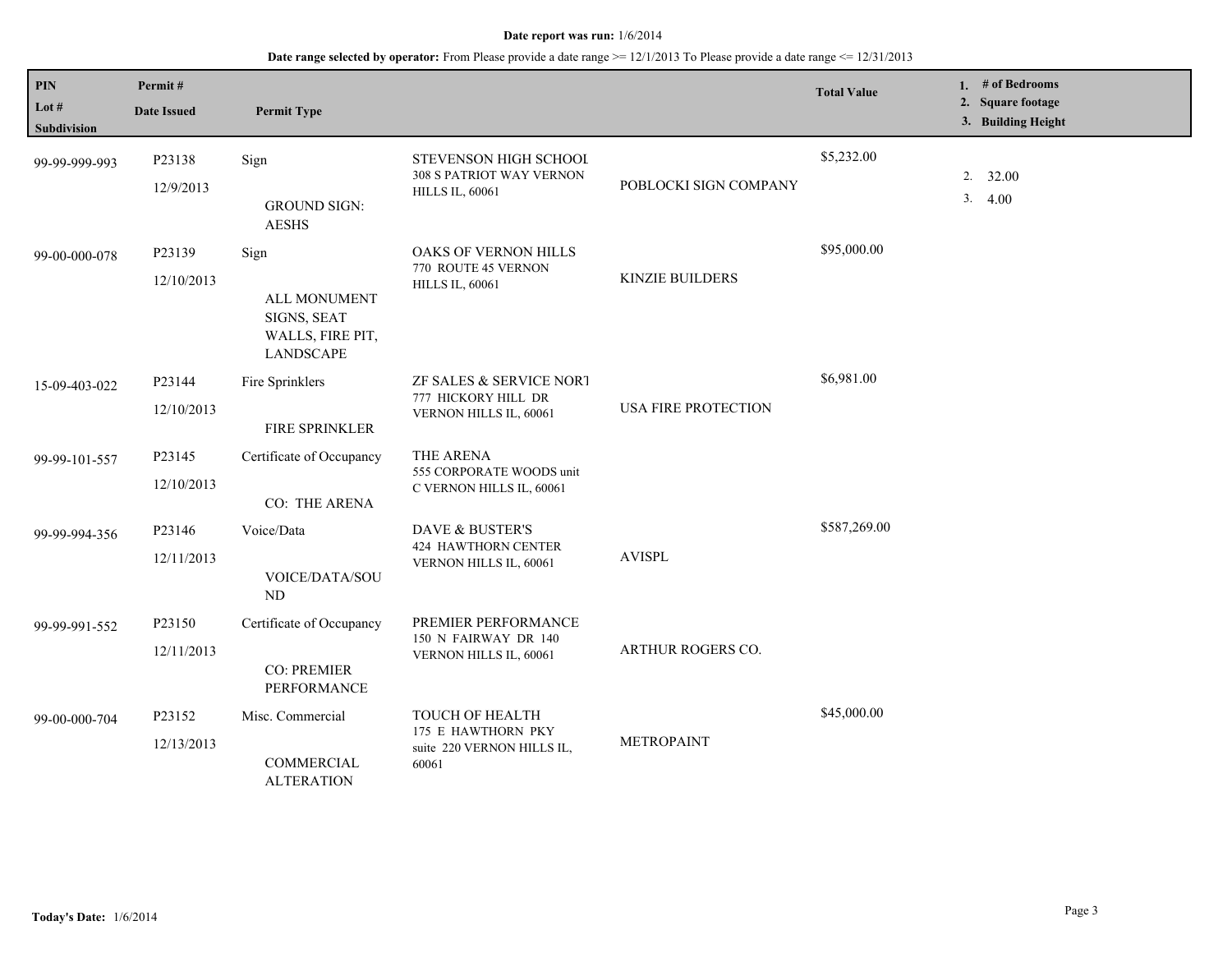**Date report was run:** 1/6/2014

**Date range selected by operator:** From Please provide a date range >= 12/1/2013 To Please provide a date range <= 12/31/2013

| PIN<br>Lot #<br>Subdivision | Permit #<br>Date Issued | Permit Type | | | Total Value | 1. # of Bedrooms<br>2. Square footage<br>3. Building Height |
|---|---|---|---|---|---|---|
| 99-99-999-993 | P23138<br>12/9/2013 | Sign<br>GROUND SIGN: AESHS | STEVENSON HIGH SCHOOL<br>308 S PATRIOT WAY VERNON HILLS IL, 60061 | POBLOCKI SIGN COMPANY | $5,232.00 | 2. 32.00<br>3. 4.00 |
| 99-00-000-078 | P23139<br>12/10/2013 | Sign<br>ALL MONUMENT SIGNS, SEAT WALLS, FIRE PIT, LANDSCAPE | OAKS OF VERNON HILLS<br>770 ROUTE 45 VERNON HILLS IL, 60061 | KINZIE BUILDERS | $95,000.00 | |
| 15-09-403-022 | P23144<br>12/10/2013 | Fire Sprinklers<br>FIRE SPRINKLER | ZF SALES & SERVICE NORT<br>777 HICKORY HILL DR VERNON HILLS IL, 60061 | USA FIRE PROTECTION | $6,981.00 | |
| 99-99-101-557 | P23145<br>12/10/2013 | Certificate of Occupancy<br>CO: THE ARENA | THE ARENA<br>555 CORPORATE WOODS unit C VERNON HILLS IL, 60061 | | | |
| 99-99-994-356 | P23146<br>12/11/2013 | Voice/Data<br>VOICE/DATA/SOUND | DAVE & BUSTER'S<br>424 HAWTHORN CENTER VERNON HILLS IL, 60061 | AVISPL | $587,269.00 | |
| 99-99-991-552 | P23150<br>12/11/2013 | Certificate of Occupancy<br>CO: PREMIER PERFORMANCE | PREMIER PERFORMANCE<br>150 N FAIRWAY DR 140 VERNON HILLS IL, 60061 | ARTHUR ROGERS CO. | | |
| 99-00-000-704 | P23152<br>12/13/2013 | Misc. Commercial<br>COMMERCIAL ALTERATION | TOUCH OF HEALTH<br>175 E HAWTHORN PKY suite 220 VERNON HILLS IL, 60061 | METROPAINT | $45,000.00 | |

**Today's Date:** 1/6/2014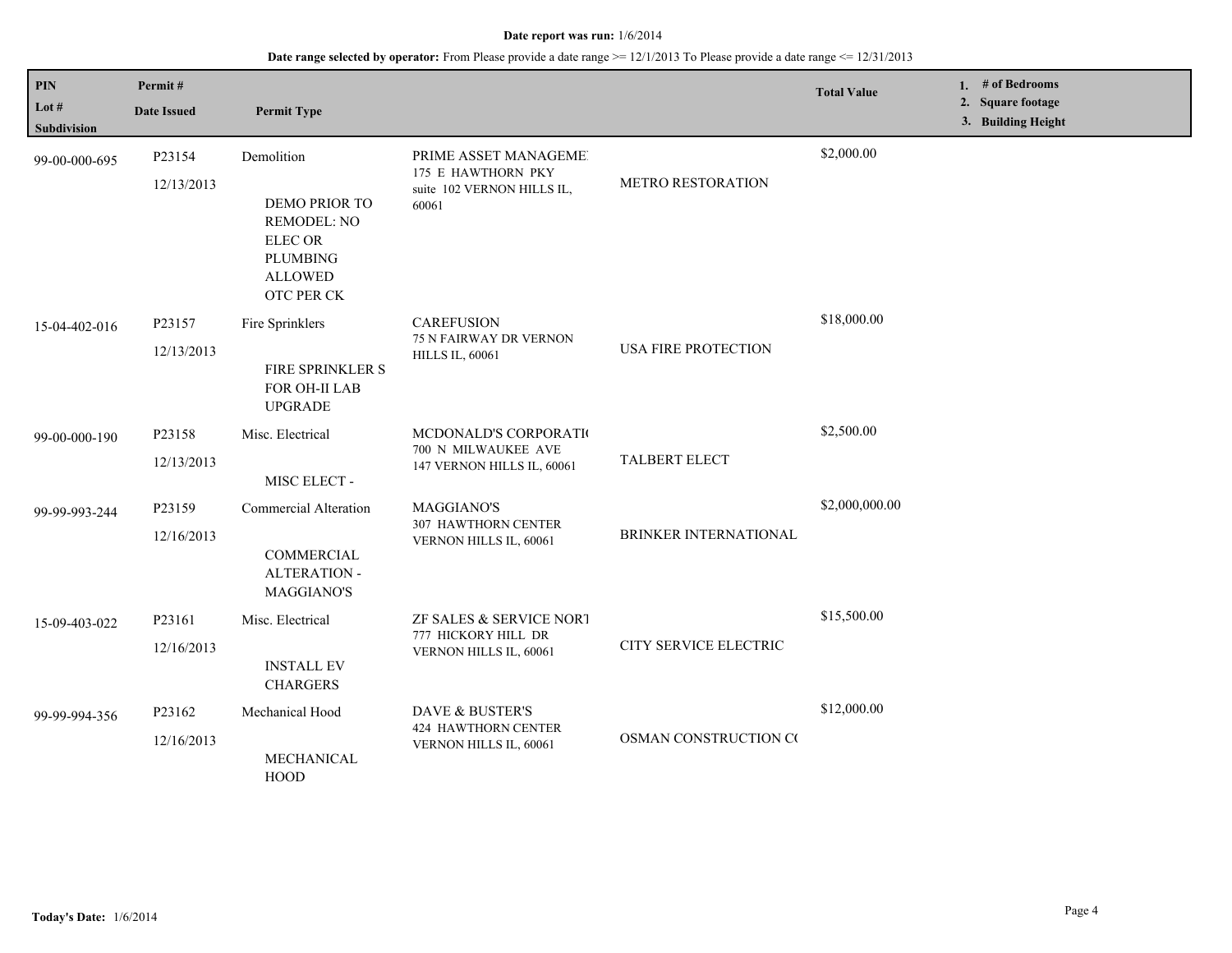**Date report was run:** 1/6/2014

**Date range selected by operator:** From Please provide a date range >= 12/1/2013 To Please provide a date range <= 12/31/2013

| PIN / Lot # / Subdivision | Permit # / Date Issued | Permit Type | | | Total Value | 1. # of Bedrooms 2. Square footage 3. Building Height |
|---|---|---|---|---|---|---|
| 99-00-000-695 | P23154 12/13/2013 | Demolition DEMO PRIOR TO REMODEL: NO ELEC OR PLUMBING ALLOWED OTC PER CK | PRIME ASSET MANAGEME 175 E HAWTHORN PKY suite 102 VERNON HILLS IL, 60061 | METRO RESTORATION | $2,000.00 | |
| 15-04-402-016 | P23157 12/13/2013 | Fire Sprinklers FIRE SPRINKLER S FOR OH-II LAB UPGRADE | CAREFUSION 75 N FAIRWAY DR VERNON HILLS IL, 60061 | USA FIRE PROTECTION | $18,000.00 | |
| 99-00-000-190 | P23158 12/13/2013 | Misc. Electrical MISC ELECT - | MCDONALD'S CORPORATI 700 N MILWAUKEE AVE 147 VERNON HILLS IL, 60061 | TALBERT ELECT | $2,500.00 | |
| 99-99-993-244 | P23159 12/16/2013 | Commercial Alteration COMMERCIAL ALTERATION - MAGGIANO'S | MAGGIANO'S 307 HAWTHORN CENTER VERNON HILLS IL, 60061 | BRINKER INTERNATIONAL | $2,000,000.00 | |
| 15-09-403-022 | P23161 12/16/2013 | Misc. Electrical INSTALL EV CHARGERS | ZF SALES & SERVICE NORT 777 HICKORY HILL DR VERNON HILLS IL, 60061 | CITY SERVICE ELECTRIC | $15,500.00 | |
| 99-99-994-356 | P23162 12/16/2013 | Mechanical Hood MECHANICAL HOOD | DAVE & BUSTER'S 424 HAWTHORN CENTER VERNON HILLS IL, 60061 | OSMAN CONSTRUCTION C( | $12,000.00 | |

**Today's Date:** 1/6/2014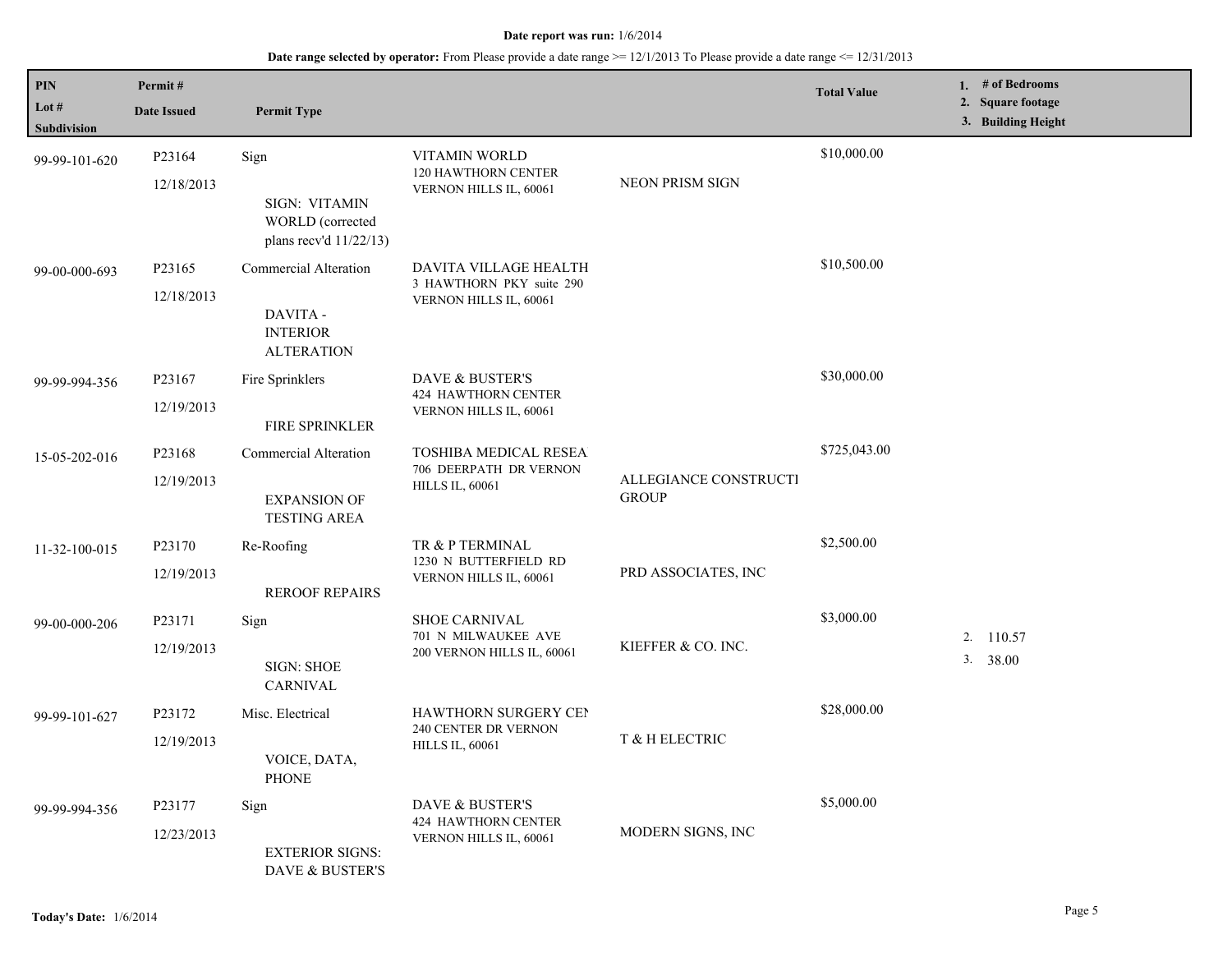**Date report was run:** 1/6/2014

**Date range selected by operator:** From Please provide a date range >= 12/1/2013 To Please provide a date range <= 12/31/2013

| PIN / Lot # / Subdivision | Permit # / Date Issued | Permit Type | | | Total Value | 1. # of Bedrooms 2. Square footage 3. Building Height |
|---|---|---|---|---|---|---|
| 99-99-101-620 | P23164 12/18/2013 | Sign SIGN: VITAMIN WORLD (corrected plans recv'd 11/22/13) | VITAMIN WORLD 120 HAWTHORN CENTER VERNON HILLS IL, 60061 | NEON PRISM SIGN | $10,000.00 | |
| 99-00-000-693 | P23165 12/18/2013 | Commercial Alteration DAVITA - INTERIOR ALTERATION | DAVITA VILLAGE HEALTH 3 HAWTHORN PKY suite 290 VERNON HILLS IL, 60061 | | $10,500.00 | |
| 99-99-994-356 | P23167 12/19/2013 | Fire Sprinklers FIRE SPRINKLER | DAVE & BUSTER'S 424 HAWTHORN CENTER VERNON HILLS IL, 60061 | | $30,000.00 | |
| 15-05-202-016 | P23168 12/19/2013 | Commercial Alteration EXPANSION OF TESTING AREA | TOSHIBA MEDICAL RESEA 706 DEERPATH DR VERNON HILLS IL, 60061 | ALLEGIANCE CONSTRUCTI GROUP | $725,043.00 | |
| 11-32-100-015 | P23170 12/19/2013 | Re-Roofing REROOF REPAIRS | TR & P TERMINAL 1230 N BUTTERFIELD RD VERNON HILLS IL, 60061 | PRD ASSOCIATES, INC | $2,500.00 | |
| 99-00-000-206 | P23171 12/19/2013 | Sign SIGN: SHOE CARNIVAL | SHOE CARNIVAL 701 N MILWAUKEE AVE 200 VERNON HILLS IL, 60061 | KIEFFER & CO. INC. | $3,000.00 | 2. 110.57 3. 38.00 |
| 99-99-101-627 | P23172 12/19/2013 | Misc. Electrical VOICE, DATA, PHONE | HAWTHORN SURGERY CEN 240 CENTER DR VERNON HILLS IL, 60061 | T & H ELECTRIC | $28,000.00 | |
| 99-99-994-356 | P23177 12/23/2013 | Sign EXTERIOR SIGNS: DAVE & BUSTER'S | DAVE & BUSTER'S 424 HAWTHORN CENTER VERNON HILLS IL, 60061 | MODERN SIGNS, INC | $5,000.00 | |

**Today's Date:** 1/6/2014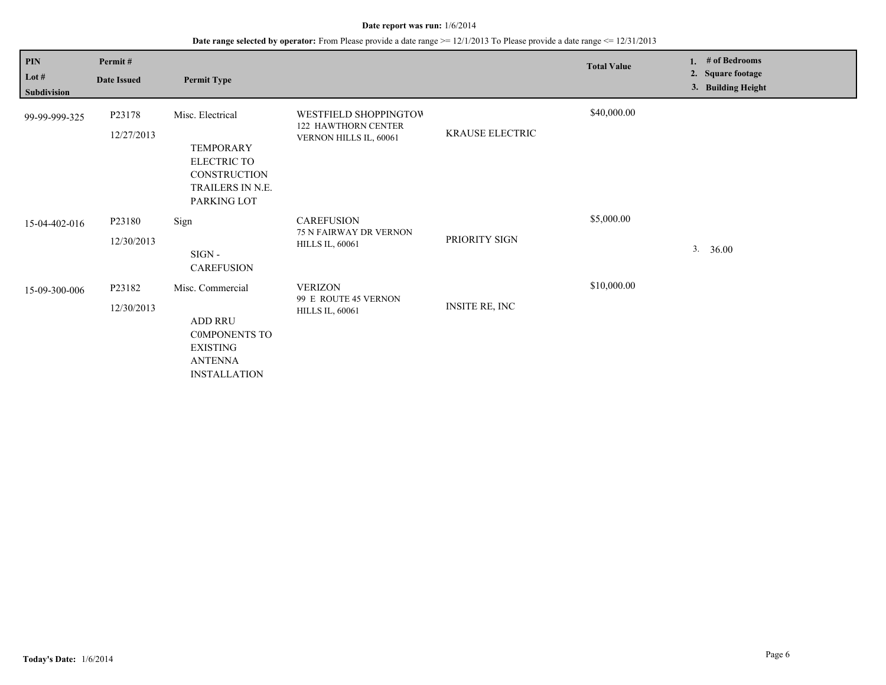**Date report was run:** 1/6/2014

**Date range selected by operator:** From Please provide a date range >= 12/1/2013 To Please provide a date range <= 12/31/2013

| PIN<br>Lot #<br>Subdivision | Permit #<br>Date Issued | Permit Type | | | Total Value | 1. # of Bedrooms<br>2. Square footage<br>3. Building Height |
|---|---|---|---|---|---|---|
| 99-99-999-325 | P23178<br>12/27/2013 | Misc. Electrical<br><br>TEMPORARY ELECTRIC TO CONSTRUCTION TRAILERS IN N.E. PARKING LOT | WESTFIELD SHOPPINGTOW<br>122 HAWTHORN CENTER<br>VERNON HILLS IL, 60061 | KRAUSE ELECTRIC | $40,000.00 | |
| 15-04-402-016 | P23180<br>12/30/2013 | Sign<br><br>SIGN - CAREFUSION | CAREFUSION<br>75 N FAIRWAY DR VERNON HILLS IL, 60061 | PRIORITY SIGN | $5,000.00 | 3. 36.00 |
| 15-09-300-006 | P23182<br>12/30/2013 | Misc. Commercial<br><br>ADD RRU C0MPONENTS TO EXISTING ANTENNA INSTALLATION | VERIZON<br>99 E ROUTE 45 VERNON HILLS IL, 60061 | INSITE RE, INC | $10,000.00 | |

**Today's Date:** 1/6/2014